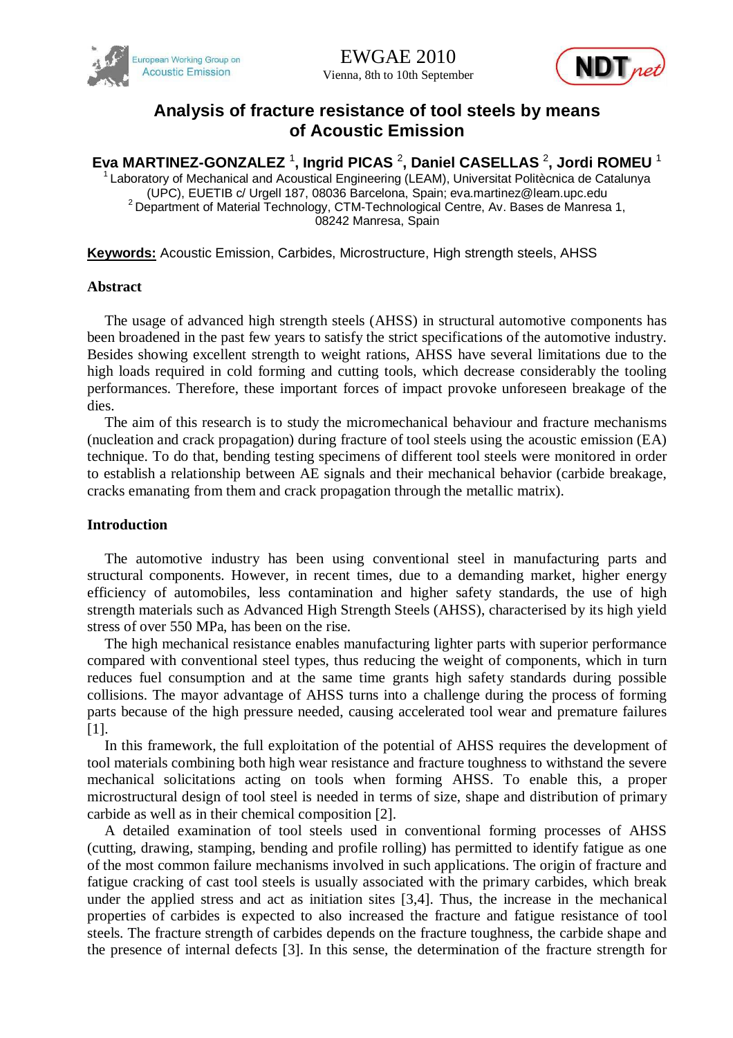# Analysis of fracture resistance of tool steels by means of Acoustic Emission

**Eva MARTINEZ-GONZALEZ [1], Ingrid PICAS [2], Daniel CASELLAS [2], Jordi ROMEU [1]**

[1] Laboratory of Mechanical and Acoustical Engineering (LEAM), Universitat Politècnica de Catalunya (UPC), EUETIB c/ Urgell 187, 08036 Barcelona, Spain; eva.martinez@leam.upc.edu

[2] Department of Material Technology, CTM-Technological Centre, Av. Bases de Manresa 1, 08242 Manresa, Spain

**Keywords:** Acoustic Emission, Carbides, Microstructure, High strength steels, AHSS

## Abstract

The usage of advanced high strength steels (AHSS) in structural automotive components has been broadened in the past few years to satisfy the strict specifications of the automotive industry. Besides showing excellent strength to weight rations, AHSS have several limitations due to the high loads required in cold forming and cutting tools, which decrease considerably the tooling performances. Therefore, these important forces of impact provoke unforeseen breakage of the dies.

The aim of this research is to study the micromechanical behaviour and fracture mechanisms (nucleation and crack propagation) during fracture of tool steels using the acoustic emission (EA) technique. To do that, bending testing specimens of different tool steels were monitored in order to establish a relationship between AE signals and their mechanical behavior (carbide breakage, cracks emanating from them and crack propagation through the metallic matrix).

## Introduction

The automotive industry has been using conventional steel in manufacturing parts and structural components. However, in recent times, due to a demanding market, higher energy efficiency of automobiles, less contamination and higher safety standards, the use of high strength materials such as Advanced High Strength Steels (AHSS), characterised by its high yield stress of over 550 MPa, has been on the rise.

The high mechanical resistance enables manufacturing lighter parts with superior performance compared with conventional steel types, thus reducing the weight of components, which in turn reduces fuel consumption and at the same time grants high safety standards during possible collisions. The mayor advantage of AHSS turns into a challenge during the process of forming parts because of the high pressure needed, causing accelerated tool wear and premature failures [1].

In this framework, the full exploitation of the potential of AHSS requires the development of tool materials combining both high wear resistance and fracture toughness to withstand the severe mechanical solicitations acting on tools when forming AHSS. To enable this, a proper microstructural design of tool steel is needed in terms of size, shape and distribution of primary carbide as well as in their chemical composition [2].

A detailed examination of tool steels used in conventional forming processes of AHSS (cutting, drawing, stamping, bending and profile rolling) has permitted to identify fatigue as one of the most common failure mechanisms involved in such applications. The origin of fracture and fatigue cracking of cast tool steels is usually associated with the primary carbides, which break under the applied stress and act as initiation sites [3,4]. Thus, the increase in the mechanical properties of carbides is expected to also increased the fracture and fatigue resistance of tool steels. The fracture strength of carbides depends on the fracture toughness, the carbide shape and the presence of internal defects [3]. In this sense, the determination of the fracture strength for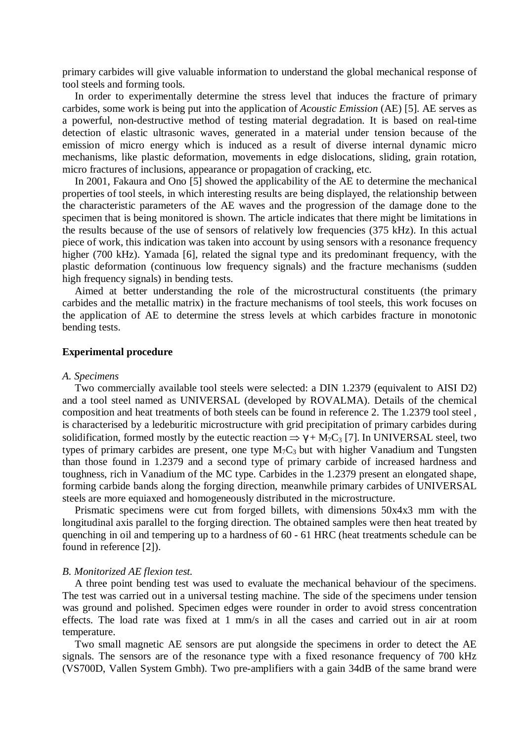primary carbides will give valuable information to understand the global mechanical response of tool steels and forming tools.

In order to experimentally determine the stress level that induces the fracture of primary carbides, some work is being put into the application of *Acoustic Emission* (AE) [5]. AE serves as a powerful, non-destructive method of testing material degradation. It is based on real-time detection of elastic ultrasonic waves, generated in a material under tension because of the emission of micro energy which is induced as a result of diverse internal dynamic micro mechanisms, like plastic deformation, movements in edge dislocations, sliding, grain rotation, micro fractures of inclusions, appearance or propagation of cracking, etc.

In 2001, Fakaura and Ono [5] showed the applicability of the AE to determine the mechanical properties of tool steels, in which interesting results are being displayed, the relationship between the characteristic parameters of the AE waves and the progression of the damage done to the specimen that is being monitored is shown. The article indicates that there might be limitations in the results because of the use of sensors of relatively low frequencies (375 kHz). In this actual piece of work, this indication was taken into account by using sensors with a resonance frequency higher (700 kHz). Yamada [6], related the signal type and its predominant frequency, with the plastic deformation (continuous low frequency signals) and the fracture mechanisms (sudden high frequency signals) in bending tests.

Aimed at better understanding the role of the microstructural constituents (the primary carbides and the metallic matrix) in the fracture mechanisms of tool steels, this work focuses on the application of AE to determine the stress levels at which carbides fracture in monotonic bending tests.

## Experimental procedure

### *A. Specimens*

Two commercially available tool steels were selected: a DIN 1.2379 (equivalent to AISI D2) and a tool steel named as UNIVERSAL (developed by ROVALMA). Details of the chemical composition and heat treatments of both steels can be found in reference 2. The 1.2379 tool steel , is characterised by a ledeburitic microstructure with grid precipitation of primary carbides during solidification, formed mostly by the eutectic reaction $\Rightarrow \gamma + M_7C_3$ [7]. In UNIVERSAL steel, two types of primary carbides are present, one type $M_7C_3$ but with higher Vanadium and Tungsten than those found in 1.2379 and a second type of primary carbide of increased hardness and toughness, rich in Vanadium of the MC type. Carbides in the 1.2379 present an elongated shape, forming carbide bands along the forging direction, meanwhile primary carbides of UNIVERSAL steels are more equiaxed and homogeneously distributed in the microstructure.

Prismatic specimens were cut from forged billets, with dimensions 50x4x3 mm with the longitudinal axis parallel to the forging direction. The obtained samples were then heat treated by quenching in oil and tempering up to a hardness of 60 - 61 HRC (heat treatments schedule can be found in reference [2]).

### *B. Monitorized AE flexion test.*

A three point bending test was used to evaluate the mechanical behaviour of the specimens. The test was carried out in a universal testing machine. The side of the specimens under tension was ground and polished. Specimen edges were rounder in order to avoid stress concentration effects. The load rate was fixed at 1 mm/s in all the cases and carried out in air at room temperature.

Two small magnetic AE sensors are put alongside the specimens in order to detect the AE signals. The sensors are of the resonance type with a fixed resonance frequency of 700 kHz (VS700D, Vallen System Gmbh). Two pre-amplifiers with a gain 34dB of the same brand were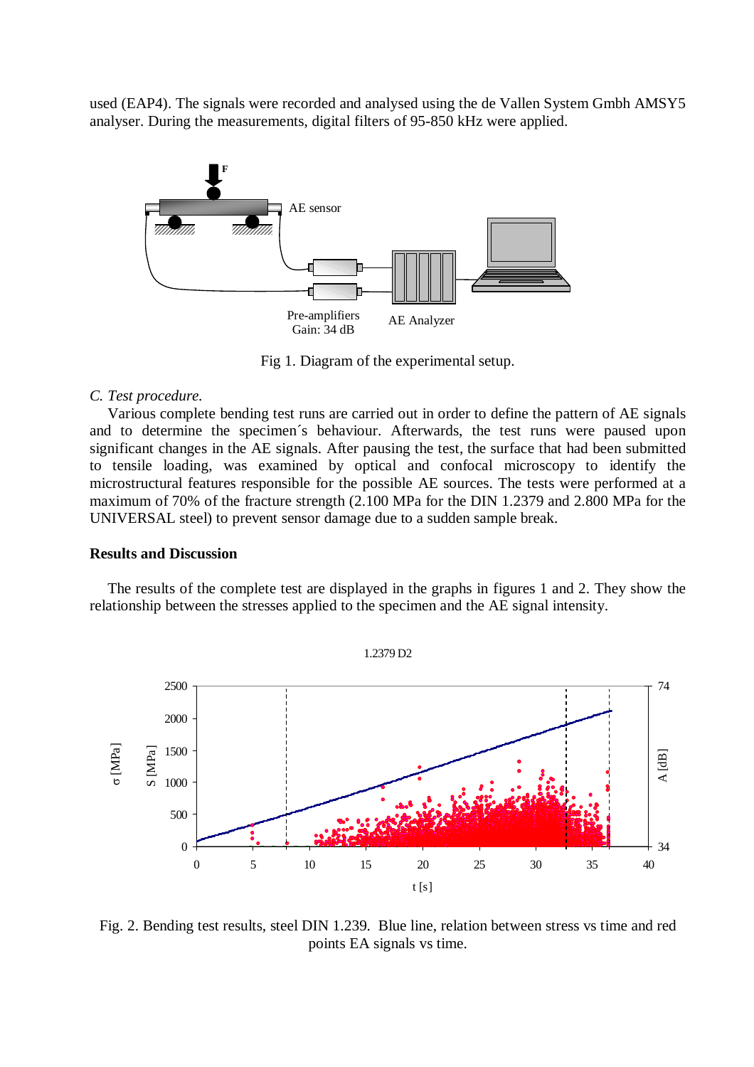used (EAP4). The signals were recorded and analysed using the de Vallen System Gmbh AMSY5 analyser. During the measurements, digital filters of 95-850 kHz were applied.

Fig 1. Diagram of the experimental setup.

*C. Test procedure.*

Various complete bending test runs are carried out in order to define the pattern of AE signals and to determine the specimen´s behaviour. Afterwards, the test runs were paused upon significant changes in the AE signals. After pausing the test, the surface that had been submitted to tensile loading, was examined by optical and confocal microscopy to identify the microstructural features responsible for the possible AE sources. The tests were performed at a maximum of 70% of the fracture strength (2.100 MPa for the DIN 1.2379 and 2.800 MPa for the UNIVERSAL steel) to prevent sensor damage due to a sudden sample break.

## Results and Discussion

The results of the complete test are displayed in the graphs in figures 1 and 2. They show the relationship between the stresses applied to the specimen and the AE signal intensity.

Fig. 2. Bending test results, steel DIN 1.239. Blue line, relation between stress vs time and red points EA signals vs time.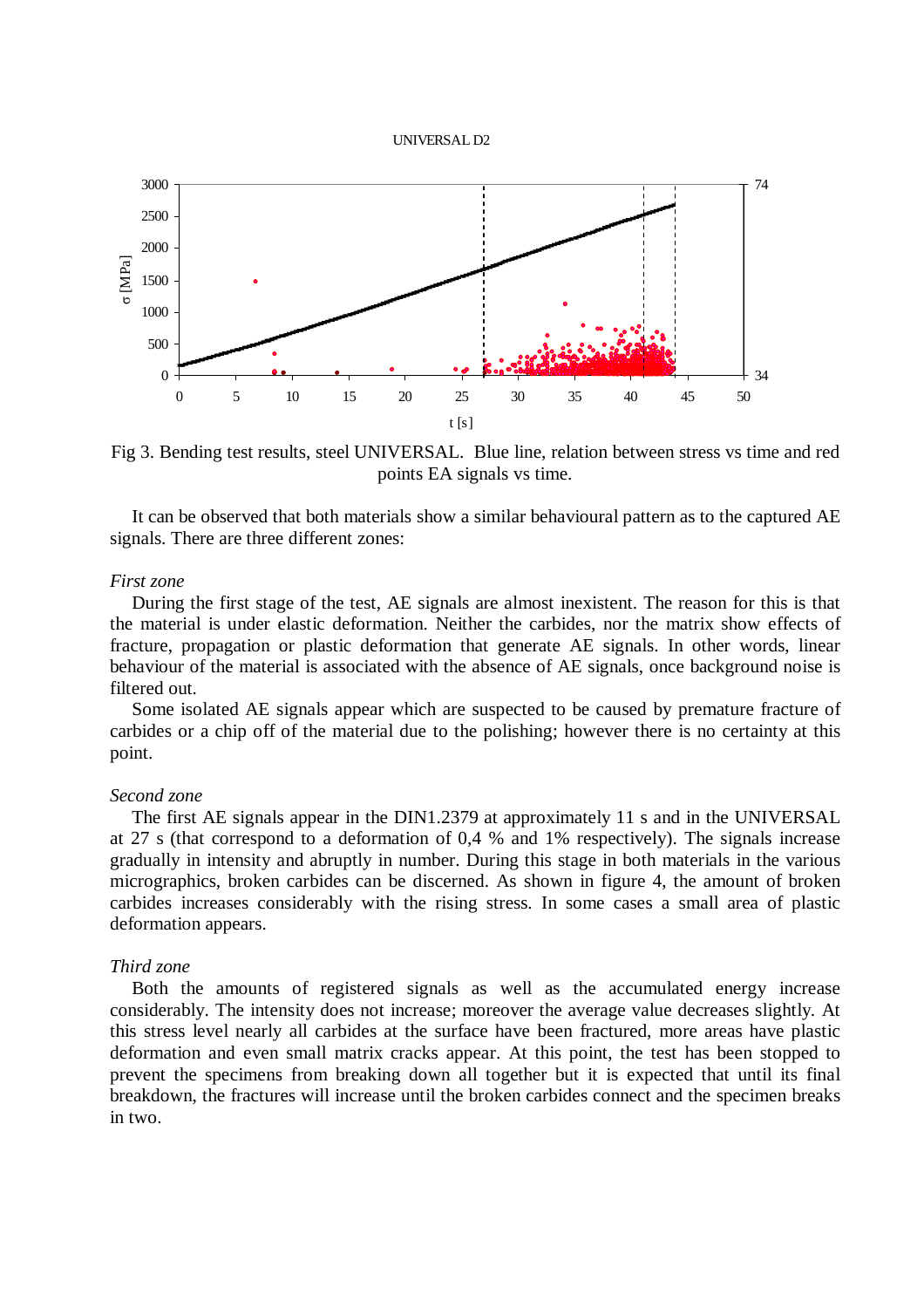UNIVERSAL D2

Fig 3. Bending test results, steel UNIVERSAL. Blue line, relation between stress vs time and red points EA signals vs time.

It can be observed that both materials show a similar behavioural pattern as to the captured AE signals. There are three different zones:

*First zone*

During the first stage of the test, AE signals are almost inexistent. The reason for this is that the material is under elastic deformation. Neither the carbides, nor the matrix show effects of fracture, propagation or plastic deformation that generate AE signals. In other words, linear behaviour of the material is associated with the absence of AE signals, once background noise is filtered out.

Some isolated AE signals appear which are suspected to be caused by premature fracture of carbides or a chip off of the material due to the polishing; however there is no certainty at this point.

*Second zone*

The first AE signals appear in the DIN1.2379 at approximately 11 s and in the UNIVERSAL at 27 s (that correspond to a deformation of 0,4 % and 1% respectively). The signals increase gradually in intensity and abruptly in number. During this stage in both materials in the various micrographics, broken carbides can be discerned. As shown in figure 4, the amount of broken carbides increases considerably with the rising stress. In some cases a small area of plastic deformation appears.

*Third zone*

Both the amounts of registered signals as well as the accumulated energy increase considerably. The intensity does not increase; moreover the average value decreases slightly. At this stress level nearly all carbides at the surface have been fractured, more areas have plastic deformation and even small matrix cracks appear. At this point, the test has been stopped to prevent the specimens from breaking down all together but it is expected that until its final breakdown, the fractures will increase until the broken carbides connect and the specimen breaks in two.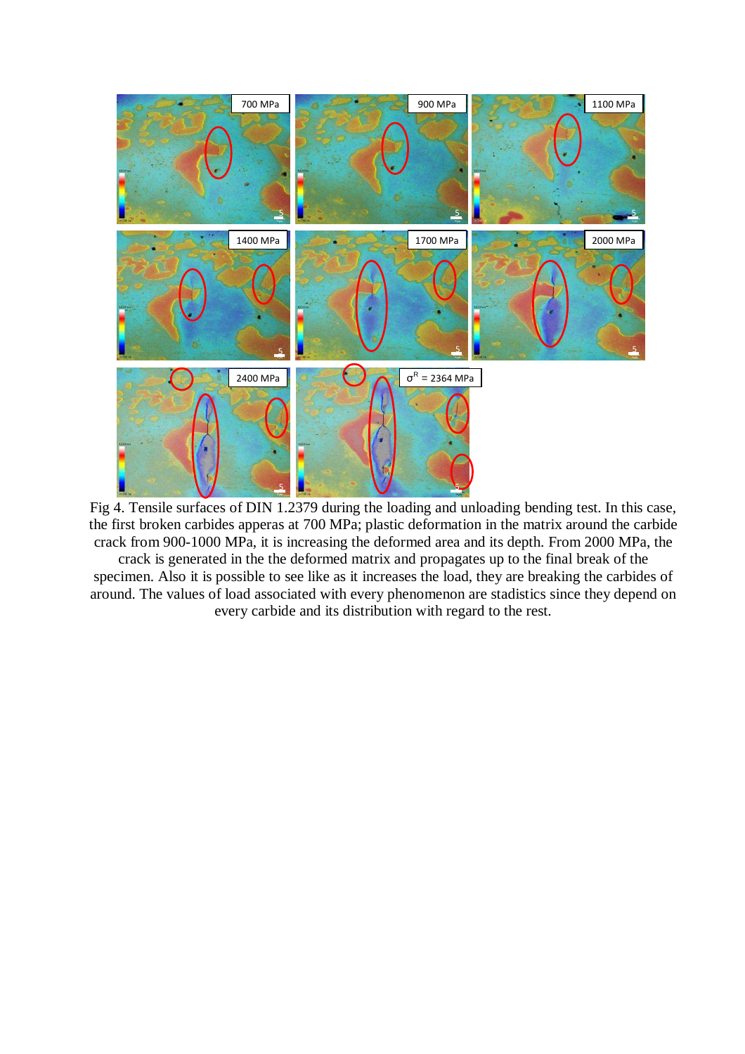Fig 4. Tensile surfaces of DIN 1.2379 during the loading and unloading bending test. In this case, the first broken carbides apperas at 700 MPa; plastic deformation in the matrix around the carbide crack from 900-1000 MPa, it is increasing the deformed area and its depth. From 2000 MPa, the crack is generated in the the deformed matrix and propagates up to the final break of the specimen. Also it is possible to see like as it increases the load, they are breaking the carbides of around. The values of load associated with every phenomenon are stadistics since they depend on every carbide and its distribution with regard to the rest.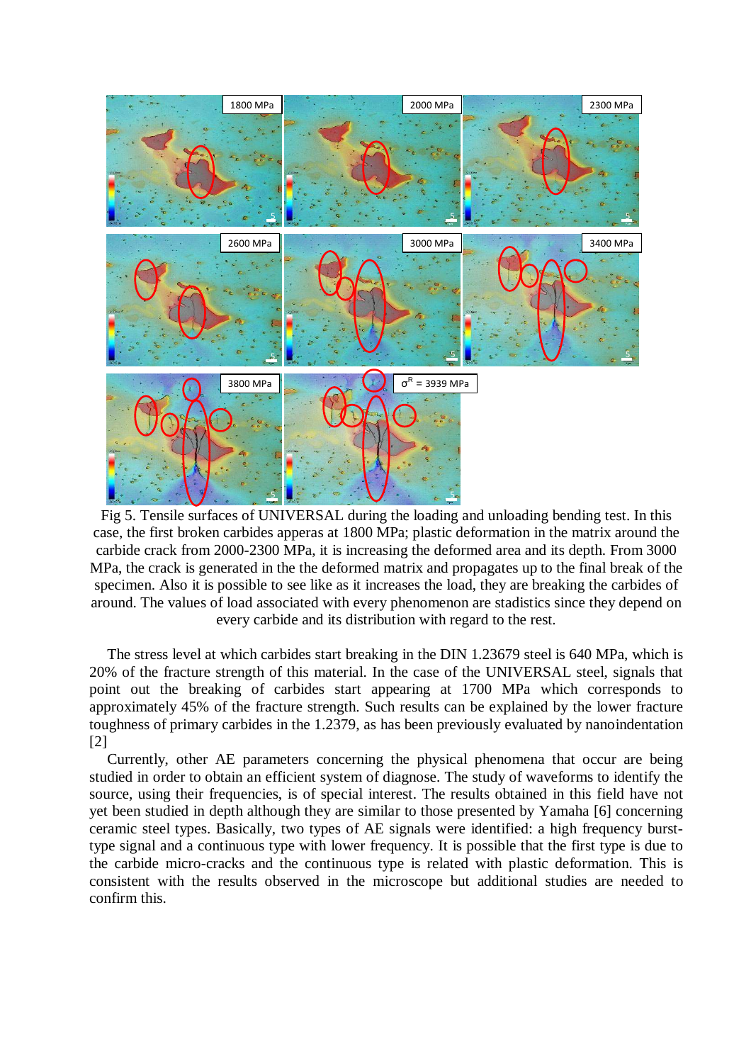Fig 5. Tensile surfaces of UNIVERSAL during the loading and unloading bending test. In this case, the first broken carbides apperas at 1800 MPa; plastic deformation in the matrix around the carbide crack from 2000-2300 MPa, it is increasing the deformed area and its depth. From 3000 MPa, the crack is generated in the the deformed matrix and propagates up to the final break of the specimen. Also it is possible to see like as it increases the load, they are breaking the carbides of around. The values of load associated with every phenomenon are stadistics since they depend on every carbide and its distribution with regard to the rest.

The stress level at which carbides start breaking in the DIN 1.23679 steel is 640 MPa, which is 20% of the fracture strength of this material. In the case of the UNIVERSAL steel, signals that point out the breaking of carbides start appearing at 1700 MPa which corresponds to approximately 45% of the fracture strength. Such results can be explained by the lower fracture toughness of primary carbides in the 1.2379, as has been previously evaluated by nanoindentation [2]

Currently, other AE parameters concerning the physical phenomena that occur are being studied in order to obtain an efficient system of diagnose. The study of waveforms to identify the source, using their frequencies, is of special interest. The results obtained in this field have not yet been studied in depth although they are similar to those presented by Yamaha [6] concerning ceramic steel types. Basically, two types of AE signals were identified: a high frequency burst-type signal and a continuous type with lower frequency. It is possible that the first type is due to the carbide micro-cracks and the continuous type is related with plastic deformation. This is consistent with the results observed in the microscope but additional studies are needed to confirm this.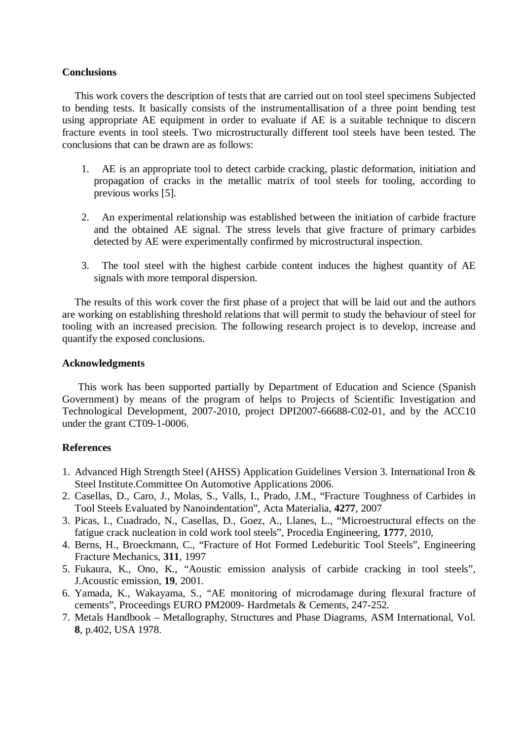**Conclusions**

This work covers the description of tests that are carried out on tool steel specimens Subjected to bending tests. It basically consists of the instrumentallisation of a three point bending test using appropriate AE equipment in order to evaluate if AE is a suitable technique to discern fracture events in tool steels. Two microstructurally different tool steels have been tested. The conclusions that can be drawn are as follows:

1. AE is an appropriate tool to detect carbide cracking, plastic deformation, initiation and propagation of cracks in the metallic matrix of tool steels for tooling, according to previous works [5].

2. An experimental relationship was established between the initiation of carbide fracture and the obtained AE signal. The stress levels that give fracture of primary carbides detected by AE were experimentally confirmed by microstructural inspection.

3. The tool steel with the highest carbide content induces the highest quantity of AE signals with more temporal dispersion.

The results of this work cover the first phase of a project that will be laid out and the authors are working on establishing threshold relations that will permit to study the behaviour of steel for tooling with an increased precision. The following research project is to develop, increase and quantify the exposed conclusions.

**Acknowledgments**

This work has been supported partially by Department of Education and Science (Spanish Government) by means of the program of helps to Projects of Scientific Investigation and Technological Development, 2007-2010, project DPI2007-66688-C02-01, and by the ACC10 under the grant CT09-1-0006.

**References**

1. Advanced High Strength Steel (AHSS) Application Guidelines Version 3. International Iron & Steel Institute.Committee On Automotive Applications 2006.
2. Casellas, D., Caro, J., Molas, S., Valls, I., Prado, J.M., "Fracture Toughness of Carbides in Tool Steels Evaluated by Nanoindentation", Acta Materialia, **4277**, 2007
3. Picas, I., Cuadrado, N., Casellas, D., Goez, A., Llanes, L., "Microestructural effects on the fatigue crack nucleation in cold work tool steels", Procedia Engineering, **1777**, 2010,
4. Berns, H., Broeckmann, C., "Fracture of Hot Formed Ledeburitic Tool Steels", Engineering Fracture Mechanics, **311**, 1997
5. Fukaura, K., Ono, K., "Aoustic emission analysis of carbide cracking in tool steels", J.Acoustic emission, **19**, 2001.
6. Yamada, K., Wakayama, S., "AE monitoring of microdamage during flexural fracture of cements", Proceedings EURO PM2009- Hardmetals & Cements, 247-252.
7. Metals Handbook – Metallography, Structures and Phase Diagrams, ASM International, Vol. **8**, p.402, USA 1978.